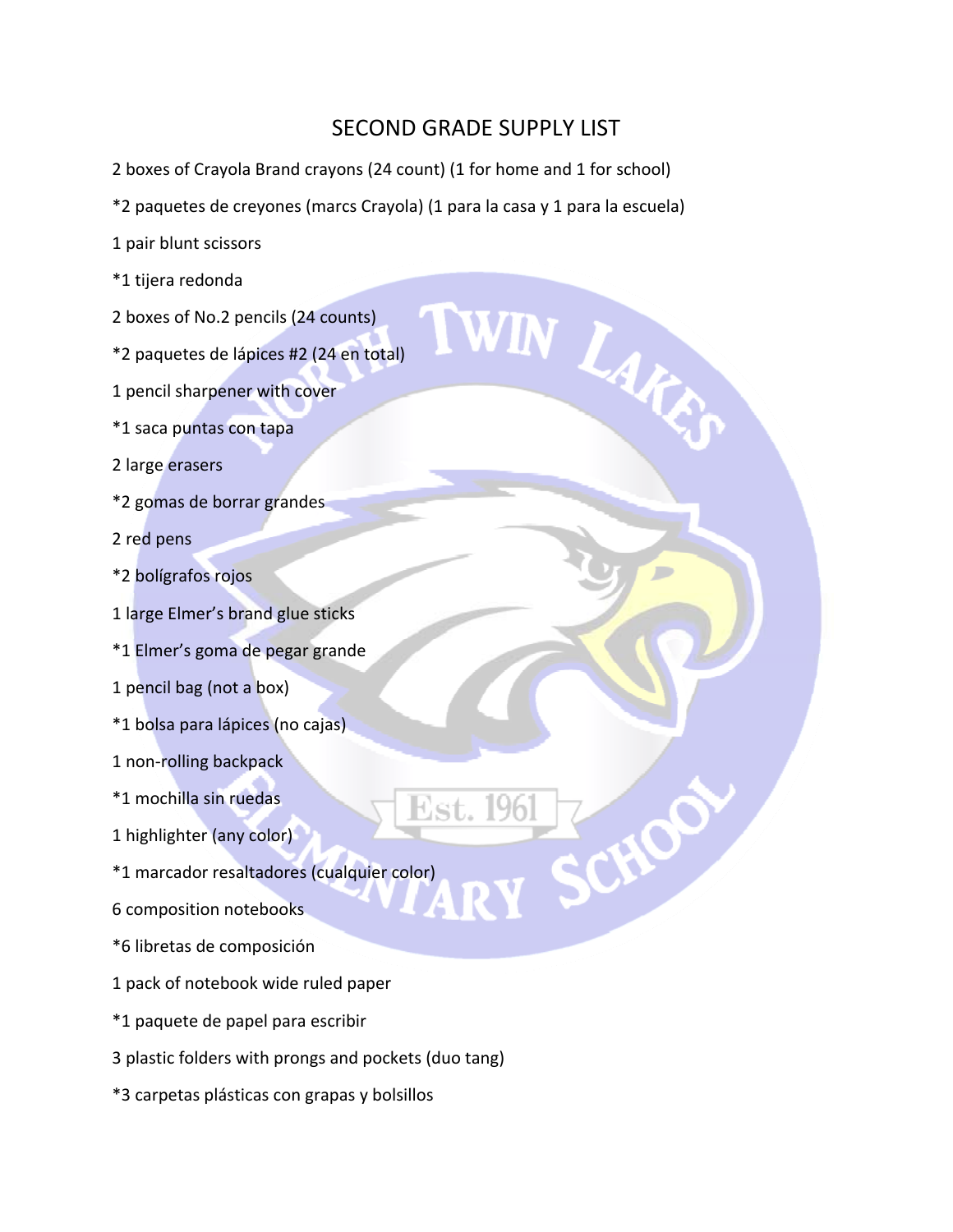# SECOND GRADE SUPPLY LIST

2 boxes of Crayola Brand crayons (24 count) (1 for home and 1 for school)

*2 paquetes de creyones (marcs Crayola) (1 para la casa y 1 para la escuela)

1 pair blunt scissors

*1 tijera redonda

2 boxes of No.2 pencils (24 counts)

*2 paquetes de lápices #2 (24 en total)

1 pencil sharpener with cover

*1 saca puntas con tapa

2 large erasers

*2 gomas de borrar grandes

2 red pens

*2 bolígrafos rojos

1 large Elmer's brand glue sticks

*1 Elmer's goma de pegar grande

1 pencil bag (not a box)

*1 bolsa para lápices (no cajas)

1 non-rolling backpack

*1 mochilla sin ruedas

1 highlighter (any color)

*1 marcador resaltadores (cualquier color)

6 composition notebooks

*6 libretas de composición

1 pack of notebook wide ruled paper

*1 paquete de papel para escribir

3 plastic folders with prongs and pockets (duo tang)

*3 carpetas plásticas con grapas y bolsillos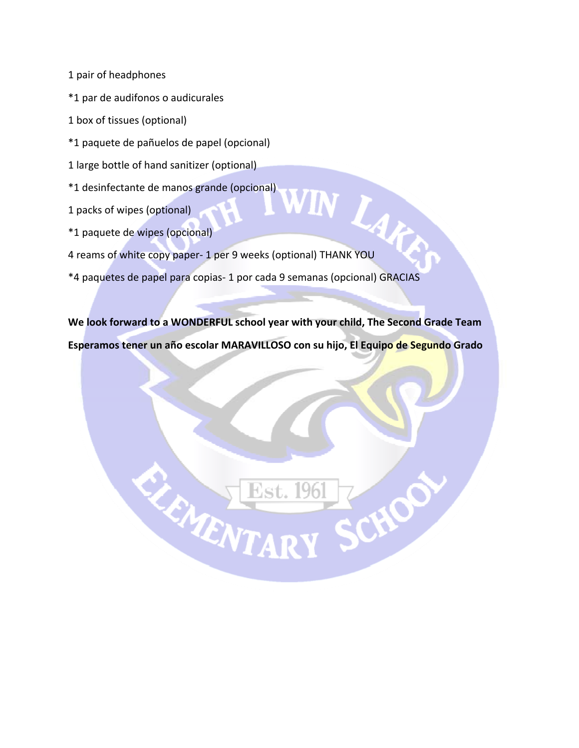1 pair of headphones

*1 par de audifonos o audicurales

1 box of tissues (optional)

*1 paquete de pañuelos de papel (opcional)

1 large bottle of hand sanitizer (optional)

*1 desinfectante de manos grande (opcional)

1 packs of wipes (optional)

*1 paquete de wipes (opcional)

4 reams of white copy paper- 1 per 9 weeks (optional) THANK YOU

*4 paquetes de papel para copias- 1 por cada 9 semanas (opcional) GRACIAS

**We look forward to a WONDERFUL school year with your child, The Second Grade Team**

**Esperamos tener un año escolar MARAVILLOSO con su hijo, El Equipo de Segundo Grado**